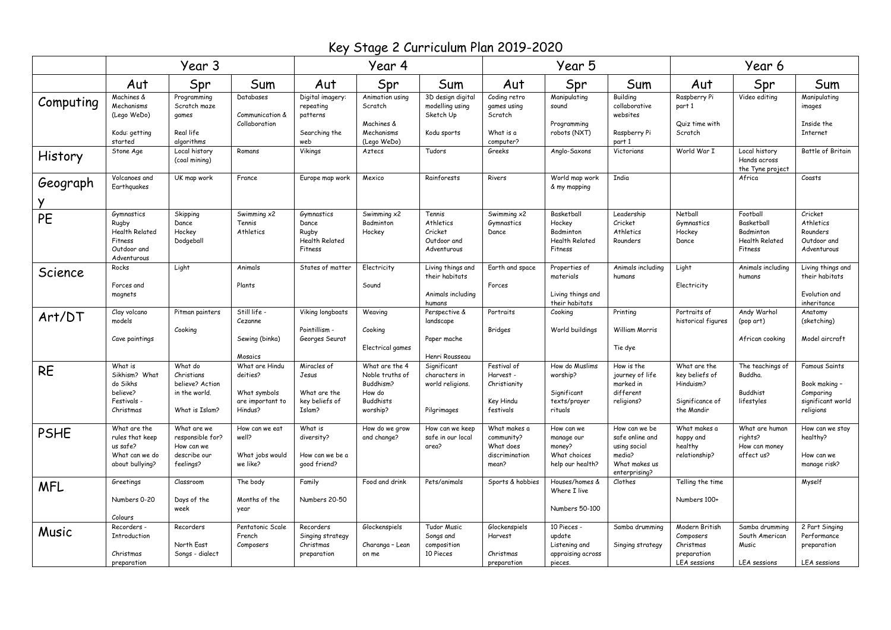# Key Stage 2 Curriculum Plan 2019-2020

| | Year 3 | | | Year 4 | | | Year 5 | | | Year 6 | | |
|---|---|---|---|---|---|---|---|---|---|---|---|---|
| | Aut | Spr | Sum | Aut | Spr | Sum | Aut | Spr | Sum | Aut | Spr | Sum |
| Computing | Machines & Mechanisms (Lego WeDo)<br><br>Kodu: getting started | Programming Scratch maze games<br><br>Real life algorithms | Databases<br><br>Communication & Collaboration | Digital imagery: repeating patterns<br><br>Searching the web | Animation using Scratch<br><br>Machines & Mechanisms (Lego WeDo) | 3D design digital modelling using Sketch Up<br><br>Kodu sports | Coding retro games using Scratch<br><br>What is a computer? | Manipulating sound<br><br>Programming robots (NXT) | Building collaborative websites<br><br>Raspberry Pi part 1 | Raspberry Pi part 1<br><br>Quiz time with Scratch | Video editing | Manipulating images<br><br>Inside the Internet |
| History | Stone Age | Local history (coal mining) | Romans | Vikings | Aztecs | Tudors | Greeks | Anglo-Saxons | Victorians | World War I | Local history Hands across the Tyne project | Battle of Britain |
| Geography | Volcanoes and Earthquakes | UK map work | France | Europe map work | Mexico | Rainforests | Rivers | World map work & my mapping | India | | Africa | Coasts |
| PE | Gymnastics<br>Rugby<br>Health Related Fitness<br>Outdoor and Adventurous | Skipping<br>Dance<br>Hockey<br>Dodgeball | Swimming x2<br>Tennis<br>Athletics | Gymnastics<br>Dance<br>Rugby<br>Health Related Fitness | Swimming x2<br>Badminton<br>Hockey | Tennis<br>Athletics<br>Cricket<br>Outdoor and Adventurous | Swimming x2<br>Gymnastics<br>Dance | Basketball<br>Hockey<br>Badminton<br>Health Related Fitness | Leadership<br>Cricket<br>Athletics<br>Rounders | Netball<br>Gymnastics<br>Hockey<br>Dance | Football<br>Basketball<br>Badminton<br>Health Related Fitness | Cricket<br>Athletics<br>Rounders<br>Outdoor and Adventurous |
| Science | Rocks<br><br>Forces and magnets | Light | Animals<br><br>Plants | States of matter | Electricity<br><br>Sound | Living things and their habitats<br><br>Animals including humans | Earth and space<br><br>Forces | Properties of materials<br><br>Living things and their habitats | Animals including humans | Light<br><br>Electricity | Animals including humans | Living things and their habitats<br><br>Evolution and inheritance |
| Art/DT | Clay volcano models<br><br>Cave paintings | Pitman painters<br><br>Cooking | Still life - Cezanne<br><br>Sewing (binka)<br><br>Mosaics | Viking longboats<br><br>Pointillism - Georges Seurat | Weaving<br><br>Cooking<br><br>Electrical games | Perspective & landscape<br><br>Paper mache<br><br>Henri Rousseau | Portraits<br><br>Bridges | Cooking<br><br>World buildings | Printing<br><br>William Morris<br><br>Tie dye | Portraits of historical figures | Andy Warhol (pop art)<br><br>African cooking | Anatomy (sketching)<br><br>Model aircraft |
| RE | What is Sikhism? What do Sikhs believe?<br>Festivals - Christmas | What do Christians believe? Action in the world.<br><br>What is Islam? | What are Hindu deities?<br><br>What symbols are important to Hindus? | Miracles of Jesus<br><br>What are the key beliefs of Islam? | What are the 4 Noble truths of Buddhism?<br>How do Buddhists worship? | Significant characters in world religions.<br><br>Pilgrimages | Festival of Harvest - Christianity<br><br>Key Hindu festivals | How do Muslims worship?<br><br>Significant texts/prayer rituals | How is the journey of life marked in different religions? | What are the key beliefs of Hinduism?<br><br>Significance of the Mandir | The teachings of Buddha.<br><br>Buddhist lifestyles | Famous Saints<br><br>Book making – Comparing significant world religions |
| PSHE | What are the rules that keep us safe?<br>What can we do about bullying? | What are we responsible for?<br>How can we describe our feelings? | How can we eat well?<br><br>What jobs would we like? | What is diversity?<br><br>How can we be a good friend? | How do we grow and change? | How can we keep safe in our local area? | What makes a community?<br>What does discrimination mean? | How can we manage our money?<br>What choices help our health? | How can we be safe online and using social media?<br>What makes us enterprising? | What makes a happy and healthy relationship? | What are human rights?<br>How can money affect us? | How can we stay healthy?<br><br>How can we manage risk? |
| MFL | Greetings<br><br>Numbers 0-20<br><br>Colours | Classroom<br><br>Days of the week | The body<br><br>Months of the year | Family<br><br>Numbers 20-50 | Food and drink | Pets/animals | Sports & hobbies | Houses/homes & Where I live<br><br>Numbers 50-100 | Clothes | Telling the time<br><br>Numbers 100+ | | Myself |
| Music | Recorders - Introduction<br><br>Christmas preparation | Recorders<br><br>North East Songs - dialect | Pentatonic Scale<br>French Composers | Recorders<br>Singing strategy<br>Christmas preparation | Glockenspiels<br><br>Charanga – Lean on me | Tudor Music<br>Songs and composition<br>10 Pieces | Glockenspiels<br>Harvest<br><br>Christmas preparation | 10 Pieces - update<br>Listening and appraising across pieces. | Samba drumming<br><br>Singing strategy | Modern British Composers<br>Christmas preparation<br>LEA sessions | Samba drumming<br>South American Music<br><br>LEA sessions | 2 Part Singing<br>Performance preparation<br><br>LEA sessions |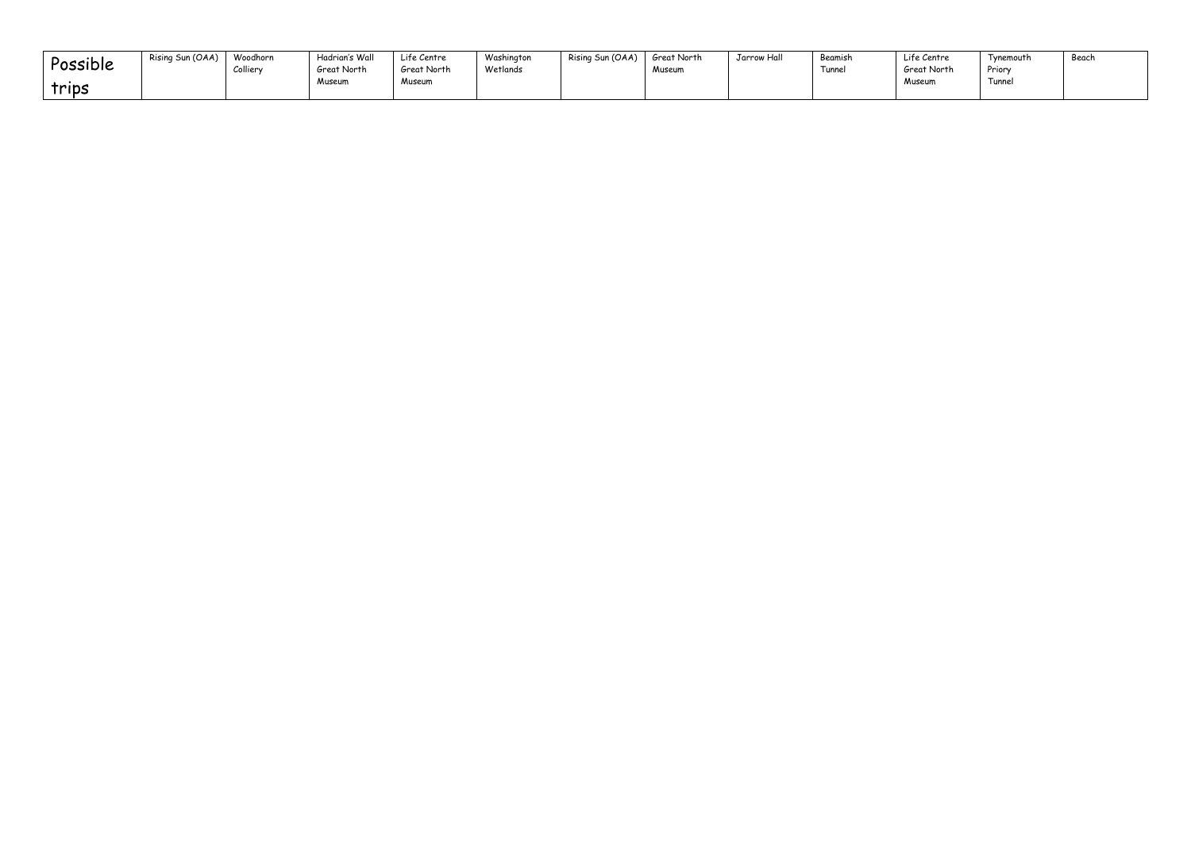| | | | | | | | | | | | | |
|---|---|---|---|---|---|---|---|---|---|---|---|---|
| Possible trips | Rising Sun (OAA) | Woodhorn Colliery | Hadrian's Wall Great North Museum | Life Centre Great North Museum | Washington Wetlands | Rising Sun (OAA) | Great North Museum | Jarrow Hall | Beamish Tunnel | Life Centre Great North Museum | Tynemouth Priory Tunnel | Beach |